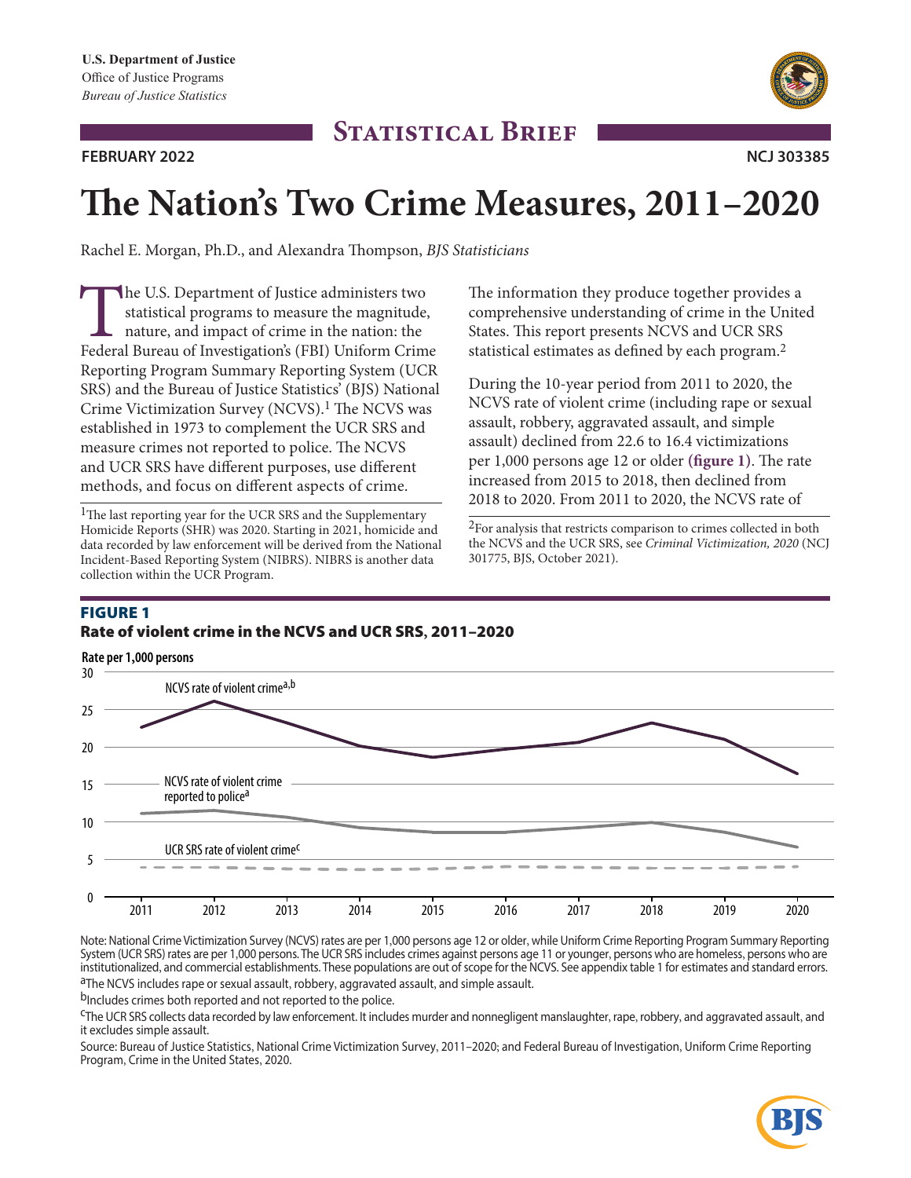U.S. Department of Justice
Office of Justice Programs
*Bureau of Justice Statistics*

**Statistical Brief**

**FEBRUARY 2022** **NCJ 303385**

# The Nation's Two Crime Measures, 2011–2020

Rachel E. Morgan, Ph.D., and Alexandra Thompson, *BJS Statisticians*

The U.S. Department of Justice administers two statistical programs to measure the magnitude, nature, and impact of crime in the nation: the Federal Bureau of Investigation's (FBI) Uniform Crime Reporting Program Summary Reporting System (UCR SRS) and the Bureau of Justice Statistics' (BJS) National Crime Victimization Survey (NCVS).[1] The NCVS was established in 1973 to complement the UCR SRS and measure crimes not reported to police. The NCVS and UCR SRS have different purposes, use different methods, and focus on different aspects of crime. The information they produce together provides a comprehensive understanding of crime in the United States. This report presents NCVS and UCR SRS statistical estimates as defined by each program.[2]

During the 10-year period from 2011 to 2020, the NCVS rate of violent crime (including rape or sexual assault, robbery, aggravated assault, and simple assault) declined from 22.6 to 16.4 victimizations per 1,000 persons age 12 or older **(figure 1)**. The rate increased from 2015 to 2018, then declined from 2018 to 2020. From 2011 to 2020, the NCVS rate of

[1]The last reporting year for the UCR SRS and the Supplementary Homicide Reports (SHR) was 2020. Starting in 2021, homicide and data recorded by law enforcement will be derived from the National Incident-Based Reporting System (NIBRS). NIBRS is another data collection within the UCR Program.

[2]For analysis that restricts comparison to crimes collected in both the NCVS and the UCR SRS, see *Criminal Victimization, 2020* (NCJ 301775, BJS, October 2021).

**FIGURE 1**
**Rate of violent crime in the NCVS and UCR SRS, 2011–2020**

Note: National Crime Victimization Survey (NCVS) rates are per 1,000 persons age 12 or older, while Uniform Crime Reporting Program Summary Reporting System (UCR SRS) rates are per 1,000 persons. The UCR SRS includes crimes against persons age 11 or younger, persons who are homeless, persons who are institutionalized, and commercial establishments. These populations are out of scope for the NCVS. See appendix table 1 for estimates and standard errors.
[a]The NCVS includes rape or sexual assault, robbery, aggravated assault, and simple assault.
[b]Includes crimes both reported and not reported to the police.
[c]The UCR SRS collects data recorded by law enforcement. It includes murder and nonnegligent manslaughter, rape, robbery, and aggravated assault, and it excludes simple assault.
Source: Bureau of Justice Statistics, National Crime Victimization Survey, 2011–2020; and Federal Bureau of Investigation, Uniform Crime Reporting Program, Crime in the United States, 2020.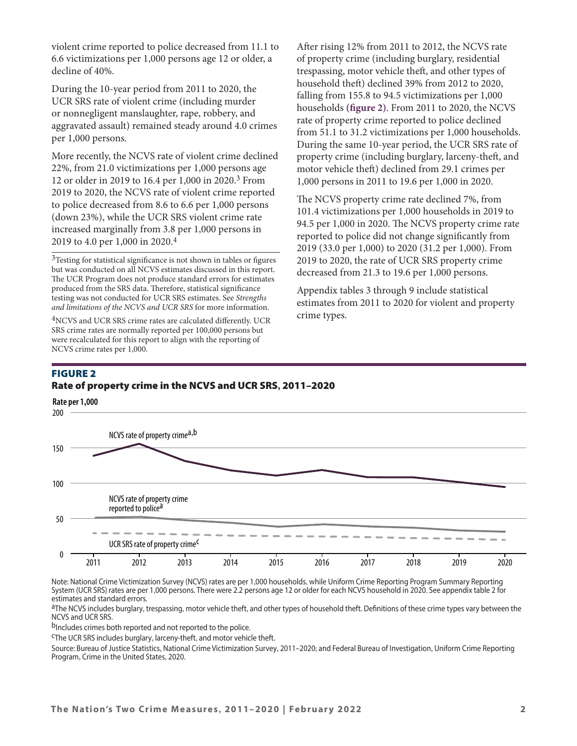violent crime reported to police decreased from 11.1 to 6.6 victimizations per 1,000 persons age 12 or older, a decline of 40%.

During the 10-year period from 2011 to 2020, the UCR SRS rate of violent crime (including murder or nonnegligent manslaughter, rape, robbery, and aggravated assault) remained steady around 4.0 crimes per 1,000 persons.

More recently, the NCVS rate of violent crime declined 22%, from 21.0 victimizations per 1,000 persons age 12 or older in 2019 to 16.4 per 1,000 in 2020.[3] From 2019 to 2020, the NCVS rate of violent crime reported to police decreased from 8.6 to 6.6 per 1,000 persons (down 23%), while the UCR SRS violent crime rate increased marginally from 3.8 per 1,000 persons in 2019 to 4.0 per 1,000 in 2020.[4]

[3]Testing for statistical significance is not shown in tables or figures but was conducted on all NCVS estimates discussed in this report. The UCR Program does not produce standard errors for estimates produced from the SRS data. Therefore, statistical significance testing was not conducted for UCR SRS estimates. See *Strengths and limitations of the NCVS and UCR SRS* for more information.

[4]NCVS and UCR SRS crime rates are calculated differently. UCR SRS crime rates are normally reported per 100,000 persons but were recalculated for this report to align with the reporting of NCVS crime rates per 1,000.

After rising 12% from 2011 to 2012, the NCVS rate of property crime (including burglary, residential trespassing, motor vehicle theft, and other types of household theft) declined 39% from 2012 to 2020, falling from 155.8 to 94.5 victimizations per 1,000 households **(figure 2)**. From 2011 to 2020, the NCVS rate of property crime reported to police declined from 51.1 to 31.2 victimizations per 1,000 households. During the same 10-year period, the UCR SRS rate of property crime (including burglary, larceny-theft, and motor vehicle theft) declined from 29.1 crimes per 1,000 persons in 2011 to 19.6 per 1,000 in 2020.

The NCVS property crime rate declined 7%, from 101.4 victimizations per 1,000 households in 2019 to 94.5 per 1,000 in 2020. The NCVS property crime rate reported to police did not change significantly from 2019 (33.0 per 1,000) to 2020 (31.2 per 1,000). From 2019 to 2020, the rate of UCR SRS property crime decreased from 21.3 to 19.6 per 1,000 persons.

Appendix tables 3 through 9 include statistical estimates from 2011 to 2020 for violent and property crime types.

## FIGURE 2
## Rate of property crime in the NCVS and UCR SRS, 2011–2020

Note: National Crime Victimization Survey (NCVS) rates are per 1,000 households, while Uniform Crime Reporting Program Summary Reporting System (UCR SRS) rates are per 1,000 persons. There were 2.2 persons age 12 or older for each NCVS household in 2020. See appendix table 2 for estimates and standard errors.

[a]The NCVS includes burglary, trespassing, motor vehicle theft, and other types of household theft. Definitions of these crime types vary between the NCVS and UCR SRS.

[b]Includes crimes both reported and not reported to the police.

[c]The UCR SRS includes burglary, larceny-theft, and motor vehicle theft.

Source: Bureau of Justice Statistics, National Crime Victimization Survey, 2011–2020; and Federal Bureau of Investigation, Uniform Crime Reporting Program, Crime in the United States, 2020.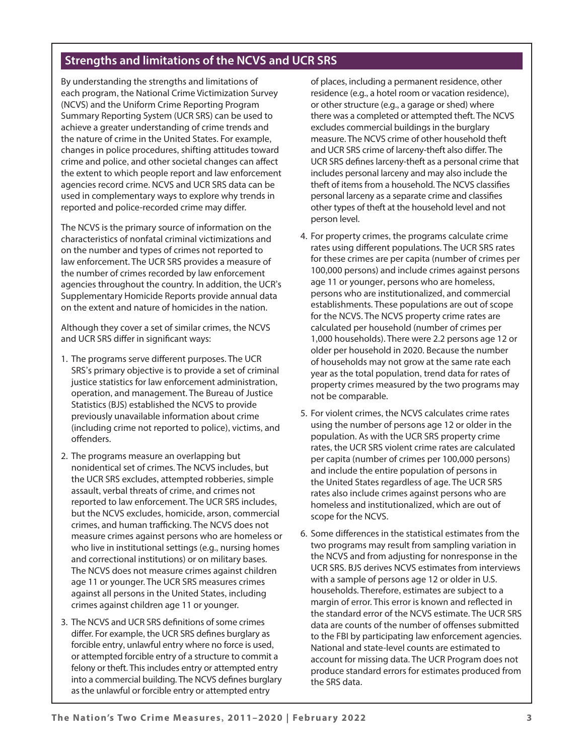## Strengths and limitations of the NCVS and UCR SRS

By understanding the strengths and limitations of each program, the National Crime Victimization Survey (NCVS) and the Uniform Crime Reporting Program Summary Reporting System (UCR SRS) can be used to achieve a greater understanding of crime trends and the nature of crime in the United States. For example, changes in police procedures, shifting attitudes toward crime and police, and other societal changes can affect the extent to which people report and law enforcement agencies record crime. NCVS and UCR SRS data can be used in complementary ways to explore why trends in reported and police-recorded crime may differ.

The NCVS is the primary source of information on the characteristics of nonfatal criminal victimizations and on the number and types of crimes not reported to law enforcement. The UCR SRS provides a measure of the number of crimes recorded by law enforcement agencies throughout the country. In addition, the UCR's Supplementary Homicide Reports provide annual data on the extent and nature of homicides in the nation.

Although they cover a set of similar crimes, the NCVS and UCR SRS differ in significant ways:

1. The programs serve different purposes. The UCR SRS's primary objective is to provide a set of criminal justice statistics for law enforcement administration, operation, and management. The Bureau of Justice Statistics (BJS) established the NCVS to provide previously unavailable information about crime (including crime not reported to police), victims, and offenders.
2. The programs measure an overlapping but nonidentical set of crimes. The NCVS includes, but the UCR SRS excludes, attempted robberies, simple assault, verbal threats of crime, and crimes not reported to law enforcement. The UCR SRS includes, but the NCVS excludes, homicide, arson, commercial crimes, and human trafficking. The NCVS does not measure crimes against persons who are homeless or who live in institutional settings (e.g., nursing homes and correctional institutions) or on military bases. The NCVS does not measure crimes against children age 11 or younger. The UCR SRS measures crimes against all persons in the United States, including crimes against children age 11 or younger.
3. The NCVS and UCR SRS definitions of some crimes differ. For example, the UCR SRS defines burglary as forcible entry, unlawful entry where no force is used, or attempted forcible entry of a structure to commit a felony or theft. This includes entry or attempted entry into a commercial building. The NCVS defines burglary as the unlawful or forcible entry or attempted entry of places, including a permanent residence, other residence (e.g., a hotel room or vacation residence), or other structure (e.g., a garage or shed) where there was a completed or attempted theft. The NCVS excludes commercial buildings in the burglary measure. The NCVS crime of other household theft and UCR SRS crime of larceny-theft also differ. The UCR SRS defines larceny-theft as a personal crime that includes personal larceny and may also include the theft of items from a household. The NCVS classifies personal larceny as a separate crime and classifies other types of theft at the household level and not person level.
4. For property crimes, the programs calculate crime rates using different populations. The UCR SRS rates for these crimes are per capita (number of crimes per 100,000 persons) and include crimes against persons age 11 or younger, persons who are homeless, persons who are institutionalized, and commercial establishments. These populations are out of scope for the NCVS. The NCVS property crime rates are calculated per household (number of crimes per 1,000 households). There were 2.2 persons age 12 or older per household in 2020. Because the number of households may not grow at the same rate each year as the total population, trend data for rates of property crimes measured by the two programs may not be comparable.
5. For violent crimes, the NCVS calculates crime rates using the number of persons age 12 or older in the population. As with the UCR SRS property crime rates, the UCR SRS violent crime rates are calculated per capita (number of crimes per 100,000 persons) and include the entire population of persons in the United States regardless of age. The UCR SRS rates also include crimes against persons who are homeless and institutionalized, which are out of scope for the NCVS.
6. Some differences in the statistical estimates from the two programs may result from sampling variation in the NCVS and from adjusting for nonresponse in the UCR SRS. BJS derives NCVS estimates from interviews with a sample of persons age 12 or older in U.S. households. Therefore, estimates are subject to a margin of error. This error is known and reflected in the standard error of the NCVS estimate. The UCR SRS data are counts of the number of offenses submitted to the FBI by participating law enforcement agencies. National and state-level counts are estimated to account for missing data. The UCR Program does not produce standard errors for estimates produced from the SRS data.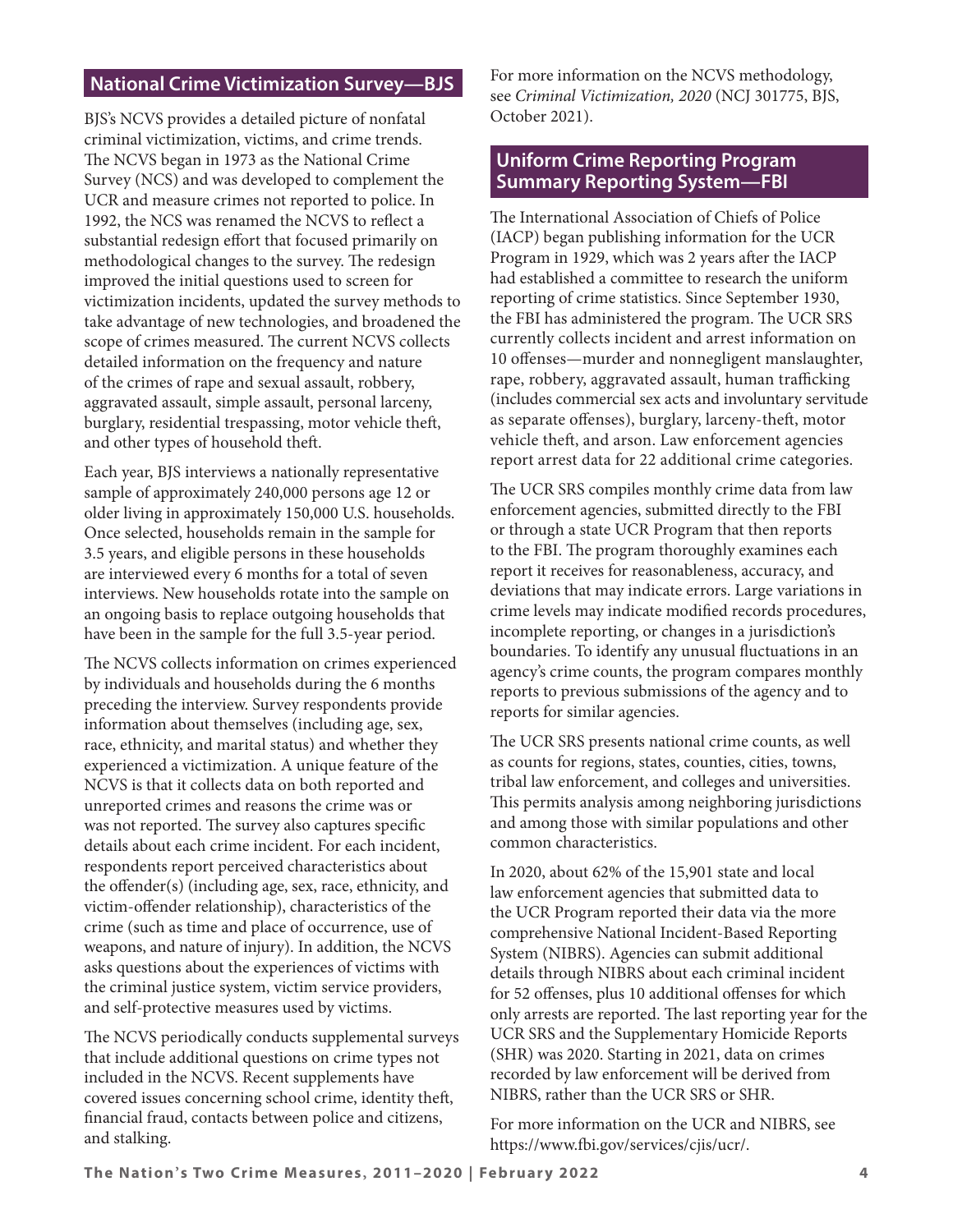## National Crime Victimization Survey—BJS

BJS's NCVS provides a detailed picture of nonfatal criminal victimization, victims, and crime trends. The NCVS began in 1973 as the National Crime Survey (NCS) and was developed to complement the UCR and measure crimes not reported to police. In 1992, the NCS was renamed the NCVS to reflect a substantial redesign effort that focused primarily on methodological changes to the survey. The redesign improved the initial questions used to screen for victimization incidents, updated the survey methods to take advantage of new technologies, and broadened the scope of crimes measured. The current NCVS collects detailed information on the frequency and nature of the crimes of rape and sexual assault, robbery, aggravated assault, simple assault, personal larceny, burglary, residential trespassing, motor vehicle theft, and other types of household theft.

Each year, BJS interviews a nationally representative sample of approximately 240,000 persons age 12 or older living in approximately 150,000 U.S. households. Once selected, households remain in the sample for 3.5 years, and eligible persons in these households are interviewed every 6 months for a total of seven interviews. New households rotate into the sample on an ongoing basis to replace outgoing households that have been in the sample for the full 3.5-year period.

The NCVS collects information on crimes experienced by individuals and households during the 6 months preceding the interview. Survey respondents provide information about themselves (including age, sex, race, ethnicity, and marital status) and whether they experienced a victimization. A unique feature of the NCVS is that it collects data on both reported and unreported crimes and reasons the crime was or was not reported. The survey also captures specific details about each crime incident. For each incident, respondents report perceived characteristics about the offender(s) (including age, sex, race, ethnicity, and victim-offender relationship), characteristics of the crime (such as time and place of occurrence, use of weapons, and nature of injury). In addition, the NCVS asks questions about the experiences of victims with the criminal justice system, victim service providers, and self-protective measures used by victims.

The NCVS periodically conducts supplemental surveys that include additional questions on crime types not included in the NCVS. Recent supplements have covered issues concerning school crime, identity theft, financial fraud, contacts between police and citizens, and stalking.

For more information on the NCVS methodology, see *Criminal Victimization, 2020* (NCJ 301775, BJS, October 2021).

## Uniform Crime Reporting Program Summary Reporting System—FBI

The International Association of Chiefs of Police (IACP) began publishing information for the UCR Program in 1929, which was 2 years after the IACP had established a committee to research the uniform reporting of crime statistics. Since September 1930, the FBI has administered the program. The UCR SRS currently collects incident and arrest information on 10 offenses—murder and nonnegligent manslaughter, rape, robbery, aggravated assault, human trafficking (includes commercial sex acts and involuntary servitude as separate offenses), burglary, larceny-theft, motor vehicle theft, and arson. Law enforcement agencies report arrest data for 22 additional crime categories.

The UCR SRS compiles monthly crime data from law enforcement agencies, submitted directly to the FBI or through a state UCR Program that then reports to the FBI. The program thoroughly examines each report it receives for reasonableness, accuracy, and deviations that may indicate errors. Large variations in crime levels may indicate modified records procedures, incomplete reporting, or changes in a jurisdiction's boundaries. To identify any unusual fluctuations in an agency's crime counts, the program compares monthly reports to previous submissions of the agency and to reports for similar agencies.

The UCR SRS presents national crime counts, as well as counts for regions, states, counties, cities, towns, tribal law enforcement, and colleges and universities. This permits analysis among neighboring jurisdictions and among those with similar populations and other common characteristics.

In 2020, about 62% of the 15,901 state and local law enforcement agencies that submitted data to the UCR Program reported their data via the more comprehensive National Incident-Based Reporting System (NIBRS). Agencies can submit additional details through NIBRS about each criminal incident for 52 offenses, plus 10 additional offenses for which only arrests are reported. The last reporting year for the UCR SRS and the Supplementary Homicide Reports (SHR) was 2020. Starting in 2021, data on crimes recorded by law enforcement will be derived from NIBRS, rather than the UCR SRS or SHR.

For more information on the UCR and NIBRS, see https://www.fbi.gov/services/cjis/ucr/.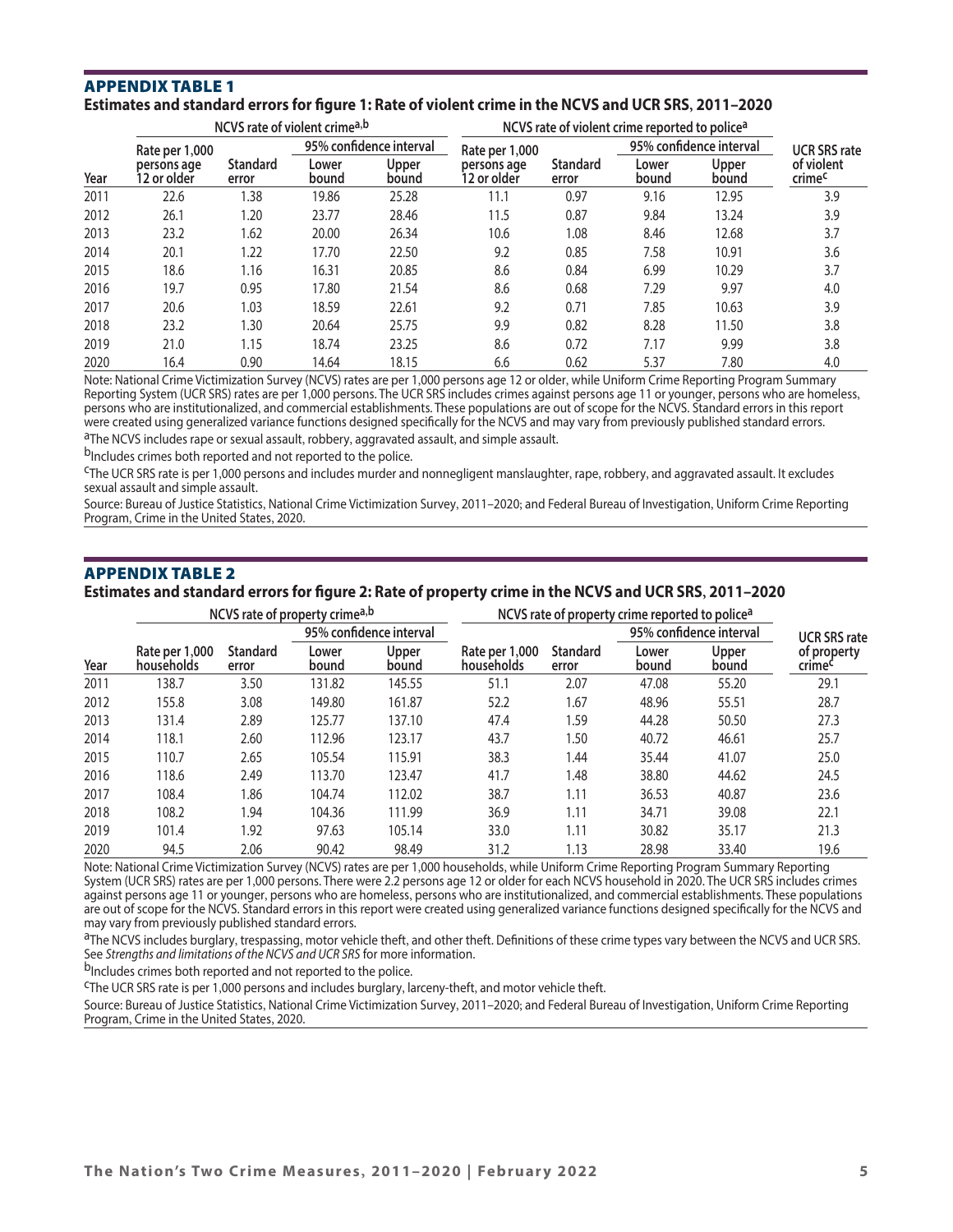## APPENDIX TABLE 1

**Estimates and standard errors for figure 1: Rate of violent crime in the NCVS and UCR SRS, 2011–2020**

| | NCVS rate of violent crime[a,b] | | | | NCVS rate of violent crime reported to police[a] | | | | |
|---|---|---|---|---|---|---|---|---|---|
| | | | 95% confidence interval | | | | 95% confidence interval | | |
| Year | Rate per 1,000 persons age 12 or older | Standard error | Lower bound | Upper bound | Rate per 1,000 persons age 12 or older | Standard error | Lower bound | Upper bound | UCR SRS rate of violent crime[c] |
| 2011 | 22.6 | 1.38 | 19.86 | 25.28 | 11.1 | 0.97 | 9.16 | 12.95 | 3.9 |
| 2012 | 26.1 | 1.20 | 23.77 | 28.46 | 11.5 | 0.87 | 9.84 | 13.24 | 3.9 |
| 2013 | 23.2 | 1.62 | 20.00 | 26.34 | 10.6 | 1.08 | 8.46 | 12.68 | 3.7 |
| 2014 | 20.1 | 1.22 | 17.70 | 22.50 | 9.2 | 0.85 | 7.58 | 10.91 | 3.6 |
| 2015 | 18.6 | 1.16 | 16.31 | 20.85 | 8.6 | 0.84 | 6.99 | 10.29 | 3.7 |
| 2016 | 19.7 | 0.95 | 17.80 | 21.54 | 8.6 | 0.68 | 7.29 | 9.97 | 4.0 |
| 2017 | 20.6 | 1.03 | 18.59 | 22.61 | 9.2 | 0.71 | 7.85 | 10.63 | 3.9 |
| 2018 | 23.2 | 1.30 | 20.64 | 25.75 | 9.9 | 0.82 | 8.28 | 11.50 | 3.8 |
| 2019 | 21.0 | 1.15 | 18.74 | 23.25 | 8.6 | 0.72 | 7.17 | 9.99 | 3.8 |
| 2020 | 16.4 | 0.90 | 14.64 | 18.15 | 6.6 | 0.62 | 5.37 | 7.80 | 4.0 |

Note: National Crime Victimization Survey (NCVS) rates are per 1,000 persons age 12 or older, while Uniform Crime Reporting Program Summary Reporting System (UCR SRS) rates are per 1,000 persons. The UCR SRS includes crimes against persons age 11 or younger, persons who are homeless, persons who are institutionalized, and commercial establishments. These populations are out of scope for the NCVS. Standard errors in this report were created using generalized variance functions designed specifically for the NCVS and may vary from previously published standard errors.

[a]The NCVS includes rape or sexual assault, robbery, aggravated assault, and simple assault.

[b]Includes crimes both reported and not reported to the police.

[c]The UCR SRS rate is per 1,000 persons and includes murder and nonnegligent manslaughter, rape, robbery, and aggravated assault. It excludes sexual assault and simple assault.

Source: Bureau of Justice Statistics, National Crime Victimization Survey, 2011–2020; and Federal Bureau of Investigation, Uniform Crime Reporting Program, Crime in the United States, 2020.

## APPENDIX TABLE 2

**Estimates and standard errors for figure 2: Rate of property crime in the NCVS and UCR SRS, 2011–2020**

| | NCVS rate of property crime[a,b] | | | | NCVS rate of property crime reported to police[a] | | | | |
|---|---|---|---|---|---|---|---|---|---|
| | | | 95% confidence interval | | | | 95% confidence interval | | |
| Year | Rate per 1,000 households | Standard error | Lower bound | Upper bound | Rate per 1,000 households | Standard error | Lower bound | Upper bound | UCR SRS rate of property crime[c] |
| 2011 | 138.7 | 3.50 | 131.82 | 145.55 | 51.1 | 2.07 | 47.08 | 55.20 | 29.1 |
| 2012 | 155.8 | 3.08 | 149.80 | 161.87 | 52.2 | 1.67 | 48.96 | 55.51 | 28.7 |
| 2013 | 131.4 | 2.89 | 125.77 | 137.10 | 47.4 | 1.59 | 44.28 | 50.50 | 27.3 |
| 2014 | 118.1 | 2.60 | 112.96 | 123.17 | 43.7 | 1.50 | 40.72 | 46.61 | 25.7 |
| 2015 | 110.7 | 2.65 | 105.54 | 115.91 | 38.3 | 1.44 | 35.44 | 41.07 | 25.0 |
| 2016 | 118.6 | 2.49 | 113.70 | 123.47 | 41.7 | 1.48 | 38.80 | 44.62 | 24.5 |
| 2017 | 108.4 | 1.86 | 104.74 | 112.02 | 38.7 | 1.11 | 36.53 | 40.87 | 23.6 |
| 2018 | 108.2 | 1.94 | 104.36 | 111.99 | 36.9 | 1.11 | 34.71 | 39.08 | 22.1 |
| 2019 | 101.4 | 1.92 | 97.63 | 105.14 | 33.0 | 1.11 | 30.82 | 35.17 | 21.3 |
| 2020 | 94.5 | 2.06 | 90.42 | 98.49 | 31.2 | 1.13 | 28.98 | 33.40 | 19.6 |

Note: National Crime Victimization Survey (NCVS) rates are per 1,000 households, while Uniform Crime Reporting Program Summary Reporting System (UCR SRS) rates are per 1,000 persons. There were 2.2 persons age 12 or older for each NCVS household in 2020. The UCR SRS includes crimes against persons age 11 or younger, persons who are homeless, persons who are institutionalized, and commercial establishments. These populations are out of scope for the NCVS. Standard errors in this report were created using generalized variance functions designed specifically for the NCVS and may vary from previously published standard errors.

[a]The NCVS includes burglary, trespassing, motor vehicle theft, and other theft. Definitions of these crime types vary between the NCVS and UCR SRS. See *Strengths and limitations of the NCVS and UCR SRS* for more information.

[b]Includes crimes both reported and not reported to the police.

[c]The UCR SRS rate is per 1,000 persons and includes burglary, larceny-theft, and motor vehicle theft.

Source: Bureau of Justice Statistics, National Crime Victimization Survey, 2011–2020; and Federal Bureau of Investigation, Uniform Crime Reporting Program, Crime in the United States, 2020.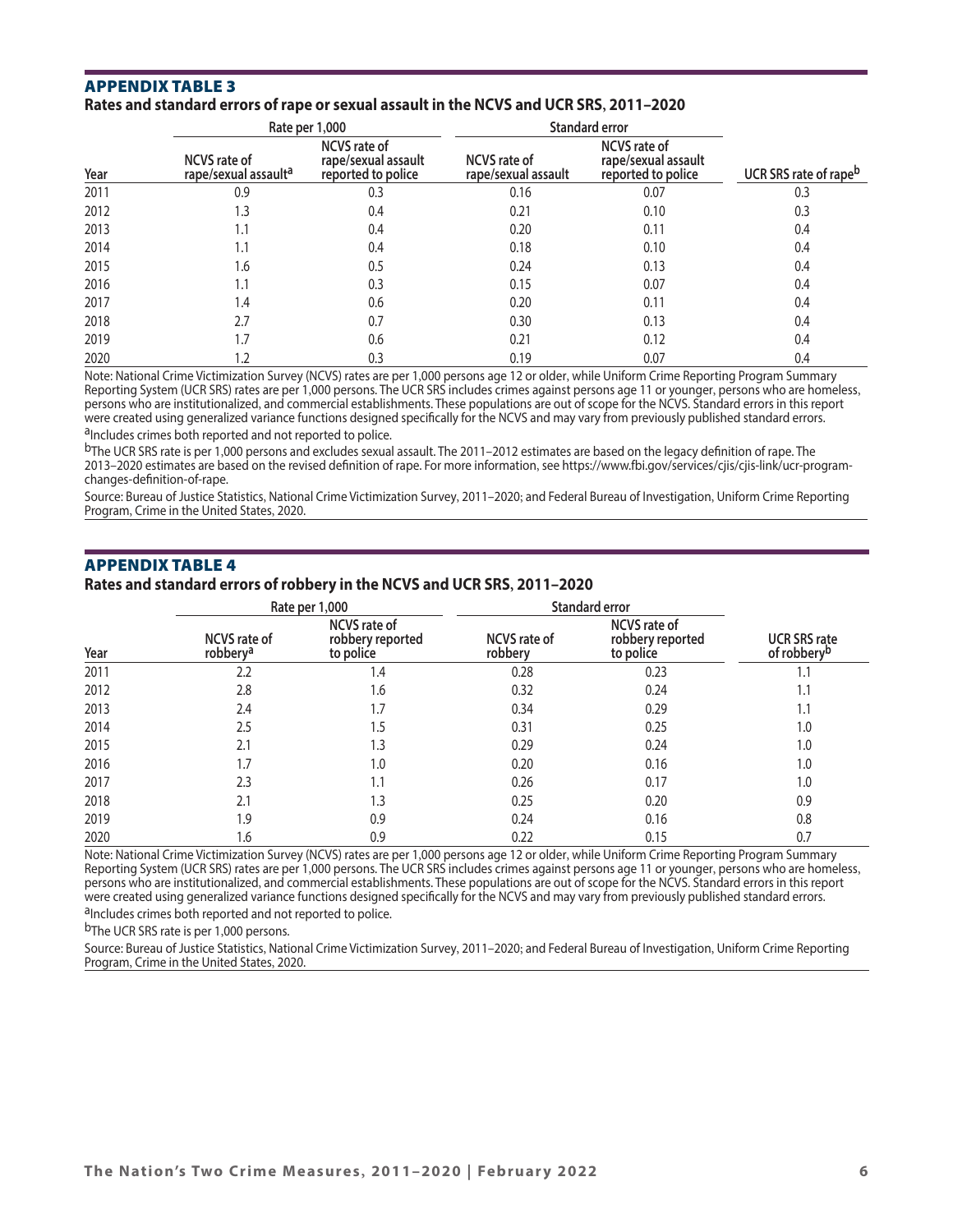## APPENDIX TABLE 3

**Rates and standard errors of rape or sexual assault in the NCVS and UCR SRS, 2011–2020**

| | Rate per 1,000 | | Standard error | | |
|---|---|---|---|---|---|
| Year | NCVS rate of rape/sexual assault[a] | NCVS rate of rape/sexual assault reported to police | NCVS rate of rape/sexual assault | NCVS rate of rape/sexual assault reported to police | UCR SRS rate of rape[b] |
| 2011 | 0.9 | 0.3 | 0.16 | 0.07 | 0.3 |
| 2012 | 1.3 | 0.4 | 0.21 | 0.10 | 0.3 |
| 2013 | 1.1 | 0.4 | 0.20 | 0.11 | 0.4 |
| 2014 | 1.1 | 0.4 | 0.18 | 0.10 | 0.4 |
| 2015 | 1.6 | 0.5 | 0.24 | 0.13 | 0.4 |
| 2016 | 1.1 | 0.3 | 0.15 | 0.07 | 0.4 |
| 2017 | 1.4 | 0.6 | 0.20 | 0.11 | 0.4 |
| 2018 | 2.7 | 0.7 | 0.30 | 0.13 | 0.4 |
| 2019 | 1.7 | 0.6 | 0.21 | 0.12 | 0.4 |
| 2020 | 1.2 | 0.3 | 0.19 | 0.07 | 0.4 |

Note: National Crime Victimization Survey (NCVS) rates are per 1,000 persons age 12 or older, while Uniform Crime Reporting Program Summary Reporting System (UCR SRS) rates are per 1,000 persons. The UCR SRS includes crimes against persons age 11 or younger, persons who are homeless, persons who are institutionalized, and commercial establishments. These populations are out of scope for the NCVS. Standard errors in this report were created using generalized variance functions designed specifically for the NCVS and may vary from previously published standard errors.

[a]Includes crimes both reported and not reported to police.

[b]The UCR SRS rate is per 1,000 persons and excludes sexual assault. The 2011–2012 estimates are based on the legacy definition of rape. The 2013–2020 estimates are based on the revised definition of rape. For more information, see https://www.fbi.gov/services/cjis/cjis-link/ucr-program-changes-definition-of-rape.

Source: Bureau of Justice Statistics, National Crime Victimization Survey, 2011–2020; and Federal Bureau of Investigation, Uniform Crime Reporting Program, Crime in the United States, 2020.

## APPENDIX TABLE 4

**Rates and standard errors of robbery in the NCVS and UCR SRS, 2011–2020**

| | Rate per 1,000 | | Standard error | | |
|---|---|---|---|---|---|
| Year | NCVS rate of robbery[a] | NCVS rate of robbery reported to police | NCVS rate of robbery | NCVS rate of robbery reported to police | UCR SRS rate of robbery[b] |
| 2011 | 2.2 | 1.4 | 0.28 | 0.23 | 1.1 |
| 2012 | 2.8 | 1.6 | 0.32 | 0.24 | 1.1 |
| 2013 | 2.4 | 1.7 | 0.34 | 0.29 | 1.1 |
| 2014 | 2.5 | 1.5 | 0.31 | 0.25 | 1.0 |
| 2015 | 2.1 | 1.3 | 0.29 | 0.24 | 1.0 |
| 2016 | 1.7 | 1.0 | 0.20 | 0.16 | 1.0 |
| 2017 | 2.3 | 1.1 | 0.26 | 0.17 | 1.0 |
| 2018 | 2.1 | 1.3 | 0.25 | 0.20 | 0.9 |
| 2019 | 1.9 | 0.9 | 0.24 | 0.16 | 0.8 |
| 2020 | 1.6 | 0.9 | 0.22 | 0.15 | 0.7 |

Note: National Crime Victimization Survey (NCVS) rates are per 1,000 persons age 12 or older, while Uniform Crime Reporting Program Summary Reporting System (UCR SRS) rates are per 1,000 persons. The UCR SRS includes crimes against persons age 11 or younger, persons who are homeless, persons who are institutionalized, and commercial establishments. These populations are out of scope for the NCVS. Standard errors in this report were created using generalized variance functions designed specifically for the NCVS and may vary from previously published standard errors.

[a]Includes crimes both reported and not reported to police.

[b]The UCR SRS rate is per 1,000 persons.

Source: Bureau of Justice Statistics, National Crime Victimization Survey, 2011–2020; and Federal Bureau of Investigation, Uniform Crime Reporting Program, Crime in the United States, 2020.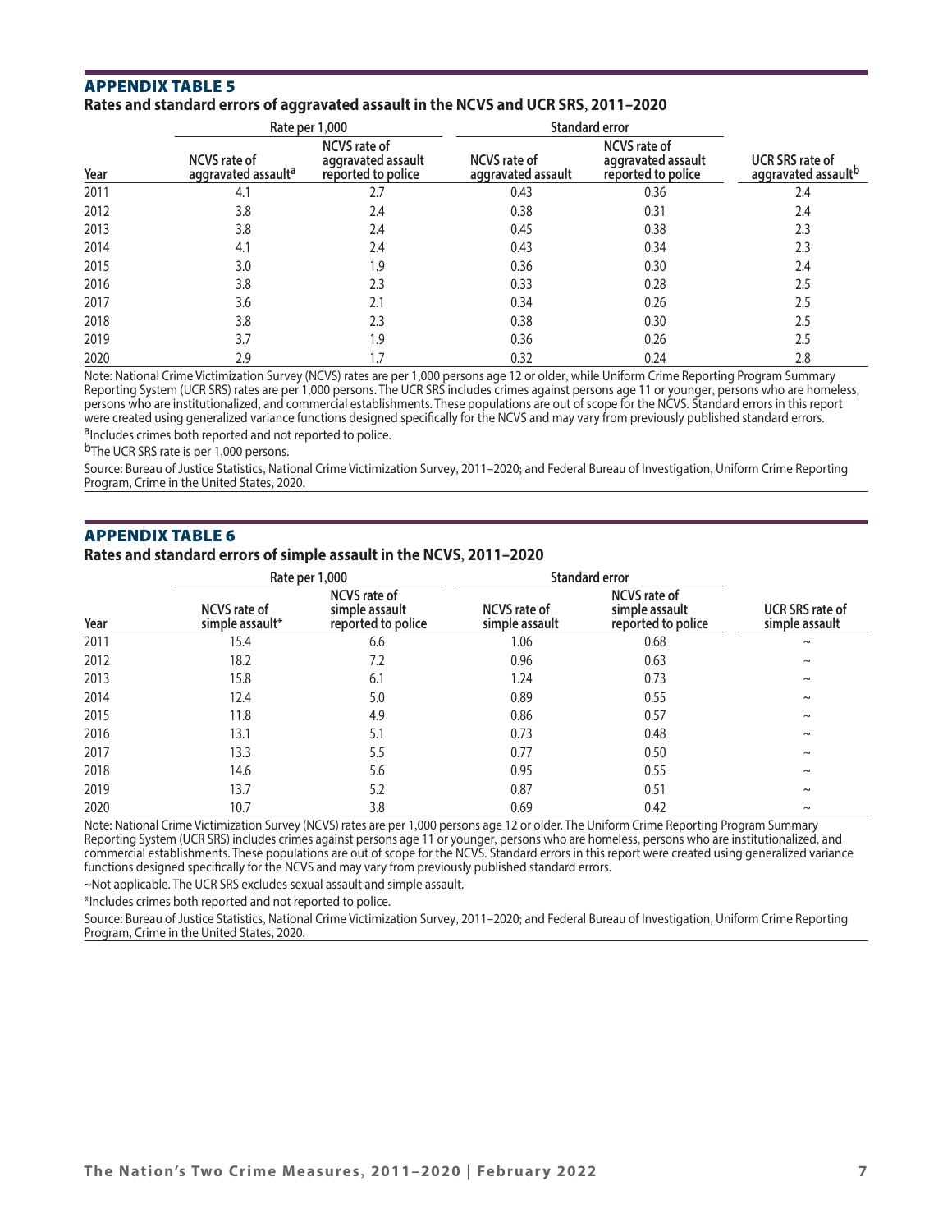## APPENDIX TABLE 5

**Rates and standard errors of aggravated assault in the NCVS and UCR SRS, 2011–2020**

| | Rate per 1,000 | | Standard error | | |
|---|---|---|---|---|---|
| Year | NCVS rate of aggravated assault[a] | NCVS rate of aggravated assault reported to police | NCVS rate of aggravated assault | NCVS rate of aggravated assault reported to police | UCR SRS rate of aggravated assault[b] |
| 2011 | 4.1 | 2.7 | 0.43 | 0.36 | 2.4 |
| 2012 | 3.8 | 2.4 | 0.38 | 0.31 | 2.4 |
| 2013 | 3.8 | 2.4 | 0.45 | 0.38 | 2.3 |
| 2014 | 4.1 | 2.4 | 0.43 | 0.34 | 2.3 |
| 2015 | 3.0 | 1.9 | 0.36 | 0.30 | 2.4 |
| 2016 | 3.8 | 2.3 | 0.33 | 0.28 | 2.5 |
| 2017 | 3.6 | 2.1 | 0.34 | 0.26 | 2.5 |
| 2018 | 3.8 | 2.3 | 0.38 | 0.30 | 2.5 |
| 2019 | 3.7 | 1.9 | 0.36 | 0.26 | 2.5 |
| 2020 | 2.9 | 1.7 | 0.32 | 0.24 | 2.8 |

Note: National Crime Victimization Survey (NCVS) rates are per 1,000 persons age 12 or older, while Uniform Crime Reporting Program Summary Reporting System (UCR SRS) rates are per 1,000 persons. The UCR SRS includes crimes against persons age 11 or younger, persons who are homeless, persons who are institutionalized, and commercial establishments. These populations are out of scope for the NCVS. Standard errors in this report were created using generalized variance functions designed specifically for the NCVS and may vary from previously published standard errors.

[a]Includes crimes both reported and not reported to police.

[b]The UCR SRS rate is per 1,000 persons.

Source: Bureau of Justice Statistics, National Crime Victimization Survey, 2011–2020; and Federal Bureau of Investigation, Uniform Crime Reporting Program, Crime in the United States, 2020.

## APPENDIX TABLE 6

**Rates and standard errors of simple assault in the NCVS, 2011–2020**

| | Rate per 1,000 | | Standard error | | |
|---|---|---|---|---|---|
| Year | NCVS rate of simple assault* | NCVS rate of simple assault reported to police | NCVS rate of simple assault | NCVS rate of simple assault reported to police | UCR SRS rate of simple assault |
| 2011 | 15.4 | 6.6 | 1.06 | 0.68 | ~ |
| 2012 | 18.2 | 7.2 | 0.96 | 0.63 | ~ |
| 2013 | 15.8 | 6.1 | 1.24 | 0.73 | ~ |
| 2014 | 12.4 | 5.0 | 0.89 | 0.55 | ~ |
| 2015 | 11.8 | 4.9 | 0.86 | 0.57 | ~ |
| 2016 | 13.1 | 5.1 | 0.73 | 0.48 | ~ |
| 2017 | 13.3 | 5.5 | 0.77 | 0.50 | ~ |
| 2018 | 14.6 | 5.6 | 0.95 | 0.55 | ~ |
| 2019 | 13.7 | 5.2 | 0.87 | 0.51 | ~ |
| 2020 | 10.7 | 3.8 | 0.69 | 0.42 | ~ |

Note: National Crime Victimization Survey (NCVS) rates are per 1,000 persons age 12 or older. The Uniform Crime Reporting Program Summary Reporting System (UCR SRS) includes crimes against persons age 11 or younger, persons who are homeless, persons who are institutionalized, and commercial establishments. These populations are out of scope for the NCVS. Standard errors in this report were created using generalized variance functions designed specifically for the NCVS and may vary from previously published standard errors.

~Not applicable. The UCR SRS excludes sexual assault and simple assault.

*Includes crimes both reported and not reported to police.

Source: Bureau of Justice Statistics, National Crime Victimization Survey, 2011–2020; and Federal Bureau of Investigation, Uniform Crime Reporting Program, Crime in the United States, 2020.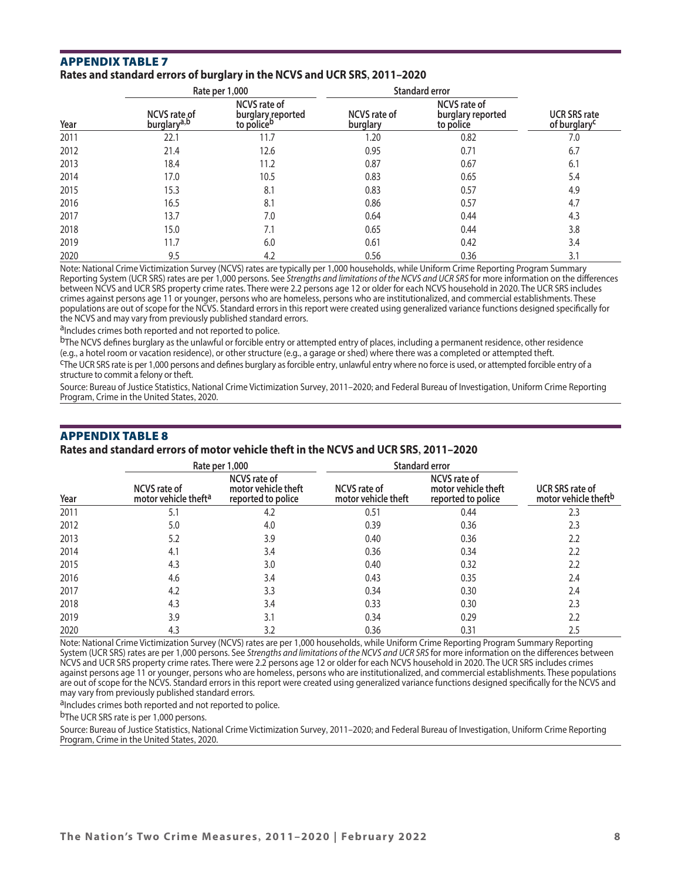## APPENDIX TABLE 7

**Rates and standard errors of burglary in the NCVS and UCR SRS, 2011–2020**

| Year | Rate per 1,000 | | Standard error | | |
|---|---|---|---|---|---|
| | NCVS rate of burglary[a,b] | NCVS rate of burglary reported to police[b] | NCVS rate of burglary | NCVS rate of burglary reported to police | UCR SRS rate of burglary[c] |
| 2011 | 22.1 | 11.7 | 1.20 | 0.82 | 7.0 |
| 2012 | 21.4 | 12.6 | 0.95 | 0.71 | 6.7 |
| 2013 | 18.4 | 11.2 | 0.87 | 0.67 | 6.1 |
| 2014 | 17.0 | 10.5 | 0.83 | 0.65 | 5.4 |
| 2015 | 15.3 | 8.1 | 0.83 | 0.57 | 4.9 |
| 2016 | 16.5 | 8.1 | 0.86 | 0.57 | 4.7 |
| 2017 | 13.7 | 7.0 | 0.64 | 0.44 | 4.3 |
| 2018 | 15.0 | 7.1 | 0.65 | 0.44 | 3.8 |
| 2019 | 11.7 | 6.0 | 0.61 | 0.42 | 3.4 |
| 2020 | 9.5 | 4.2 | 0.56 | 0.36 | 3.1 |

Note: National Crime Victimization Survey (NCVS) rates are typically per 1,000 households, while Uniform Crime Reporting Program Summary Reporting System (UCR SRS) rates are per 1,000 persons. See *Strengths and limitations of the NCVS and UCR SRS* for more information on the differences between NCVS and UCR SRS property crime rates. There were 2.2 persons age 12 or older for each NCVS household in 2020. The UCR SRS includes crimes against persons age 11 or younger, persons who are homeless, persons who are institutionalized, and commercial establishments. These populations are out of scope for the NCVS. Standard errors in this report were created using generalized variance functions designed specifically for the NCVS and may vary from previously published standard errors.

[a]Includes crimes both reported and not reported to police.

[b]The NCVS defines burglary as the unlawful or forcible entry or attempted entry of places, including a permanent residence, other residence (e.g., a hotel room or vacation residence), or other structure (e.g., a garage or shed) where there was a completed or attempted theft.

[c]The UCR SRS rate is per 1,000 persons and defines burglary as forcible entry, unlawful entry where no force is used, or attempted forcible entry of a structure to commit a felony or theft.

Source: Bureau of Justice Statistics, National Crime Victimization Survey, 2011–2020; and Federal Bureau of Investigation, Uniform Crime Reporting Program, Crime in the United States, 2020.

## APPENDIX TABLE 8

**Rates and standard errors of motor vehicle theft in the NCVS and UCR SRS, 2011–2020**

| Year | Rate per 1,000 | | Standard error | | |
|---|---|---|---|---|---|
| | NCVS rate of motor vehicle theft[a] | NCVS rate of motor vehicle theft reported to police | NCVS rate of motor vehicle theft | NCVS rate of motor vehicle theft reported to police | UCR SRS rate of motor vehicle theft[b] |
| 2011 | 5.1 | 4.2 | 0.51 | 0.44 | 2.3 |
| 2012 | 5.0 | 4.0 | 0.39 | 0.36 | 2.3 |
| 2013 | 5.2 | 3.9 | 0.40 | 0.36 | 2.2 |
| 2014 | 4.1 | 3.4 | 0.36 | 0.34 | 2.2 |
| 2015 | 4.3 | 3.0 | 0.40 | 0.32 | 2.2 |
| 2016 | 4.6 | 3.4 | 0.43 | 0.35 | 2.4 |
| 2017 | 4.2 | 3.3 | 0.34 | 0.30 | 2.4 |
| 2018 | 4.3 | 3.4 | 0.33 | 0.30 | 2.3 |
| 2019 | 3.9 | 3.1 | 0.34 | 0.29 | 2.2 |
| 2020 | 4.3 | 3.2 | 0.36 | 0.31 | 2.5 |

Note: National Crime Victimization Survey (NCVS) rates are per 1,000 households, while Uniform Crime Reporting Program Summary Reporting System (UCR SRS) rates are per 1,000 persons. See *Strengths and limitations of the NCVS and UCR SRS* for more information on the differences between NCVS and UCR SRS property crime rates. There were 2.2 persons age 12 or older for each NCVS household in 2020. The UCR SRS includes crimes against persons age 11 or younger, persons who are homeless, persons who are institutionalized, and commercial establishments. These populations are out of scope for the NCVS. Standard errors in this report were created using generalized variance functions designed specifically for the NCVS and may vary from previously published standard errors.

[a]Includes crimes both reported and not reported to police.

[b]The UCR SRS rate is per 1,000 persons.

Source: Bureau of Justice Statistics, National Crime Victimization Survey, 2011–2020; and Federal Bureau of Investigation, Uniform Crime Reporting Program, Crime in the United States, 2020.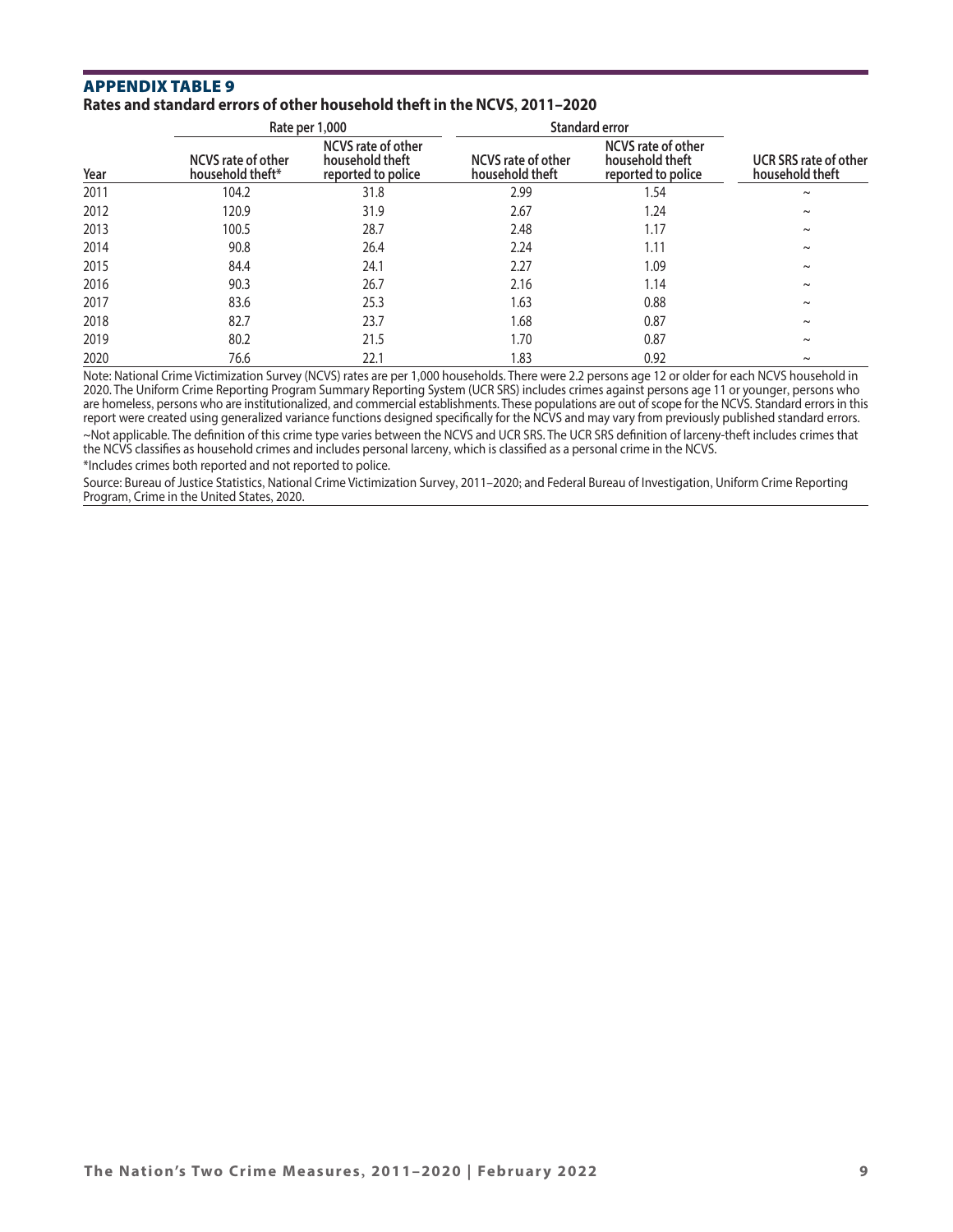## APPENDIX TABLE 9

**Rates and standard errors of other household theft in the NCVS, 2011–2020**

| | Rate per 1,000 | | Standard error | | |
|---|---|---|---|---|---|
| Year | NCVS rate of other household theft* | NCVS rate of other household theft reported to police | NCVS rate of other household theft | NCVS rate of other household theft reported to police | UCR SRS rate of other household theft |
| 2011 | 104.2 | 31.8 | 2.99 | 1.54 | ~ |
| 2012 | 120.9 | 31.9 | 2.67 | 1.24 | ~ |
| 2013 | 100.5 | 28.7 | 2.48 | 1.17 | ~ |
| 2014 | 90.8 | 26.4 | 2.24 | 1.11 | ~ |
| 2015 | 84.4 | 24.1 | 2.27 | 1.09 | ~ |
| 2016 | 90.3 | 26.7 | 2.16 | 1.14 | ~ |
| 2017 | 83.6 | 25.3 | 1.63 | 0.88 | ~ |
| 2018 | 82.7 | 23.7 | 1.68 | 0.87 | ~ |
| 2019 | 80.2 | 21.5 | 1.70 | 0.87 | ~ |
| 2020 | 76.6 | 22.1 | 1.83 | 0.92 | ~ |

Note: National Crime Victimization Survey (NCVS) rates are per 1,000 households. There were 2.2 persons age 12 or older for each NCVS household in 2020. The Uniform Crime Reporting Program Summary Reporting System (UCR SRS) includes crimes against persons age 11 or younger, persons who are homeless, persons who are institutionalized, and commercial establishments. These populations are out of scope for the NCVS. Standard errors in this report were created using generalized variance functions designed specifically for the NCVS and may vary from previously published standard errors.

~Not applicable. The definition of this crime type varies between the NCVS and UCR SRS. The UCR SRS definition of larceny-theft includes crimes that the NCVS classifies as household crimes and includes personal larceny, which is classified as a personal crime in the NCVS.

*Includes crimes both reported and not reported to police.

Source: Bureau of Justice Statistics, National Crime Victimization Survey, 2011–2020; and Federal Bureau of Investigation, Uniform Crime Reporting Program, Crime in the United States, 2020.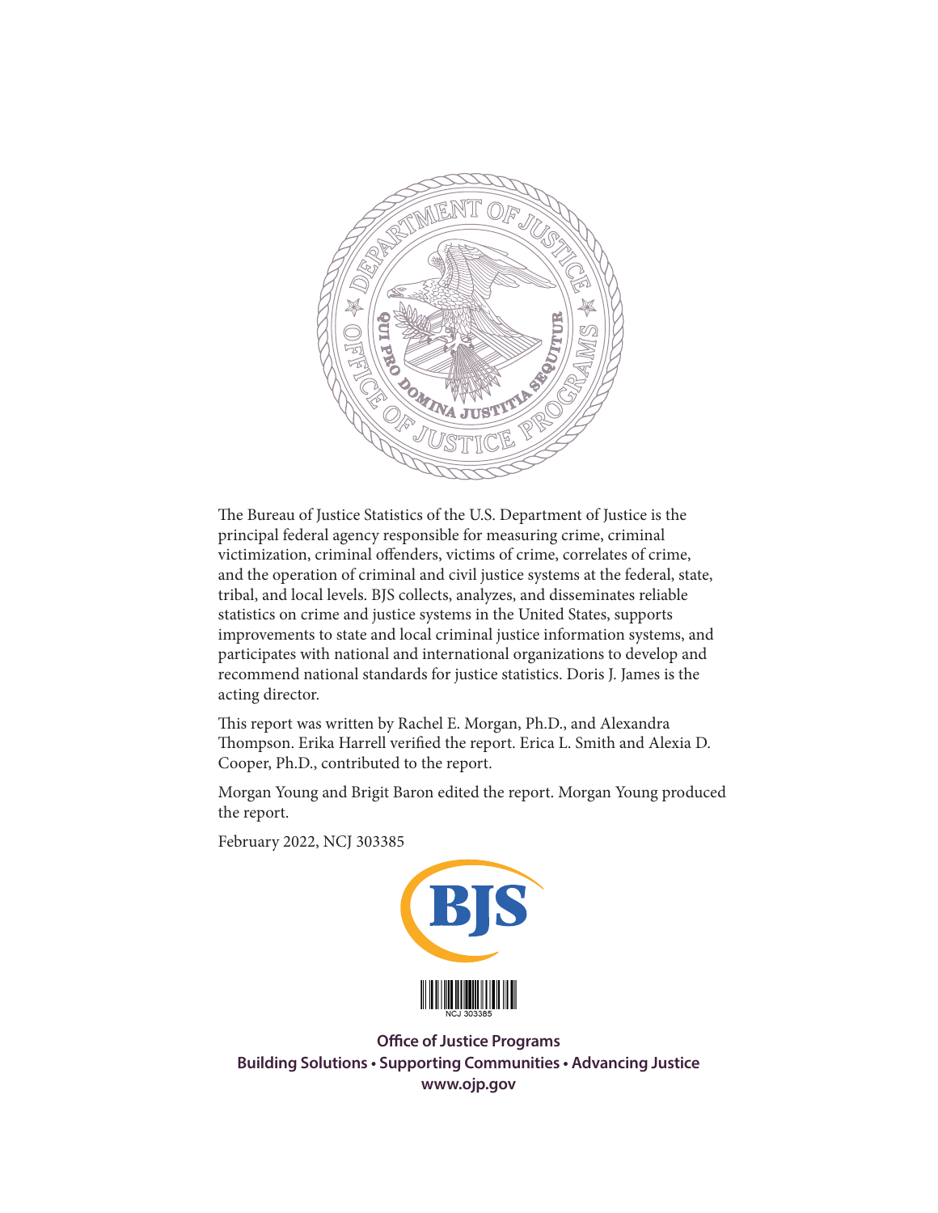The Bureau of Justice Statistics of the U.S. Department of Justice is the principal federal agency responsible for measuring crime, criminal victimization, criminal offenders, victims of crime, correlates of crime, and the operation of criminal and civil justice systems at the federal, state, tribal, and local levels. BJS collects, analyzes, and disseminates reliable statistics on crime and justice systems in the United States, supports improvements to state and local criminal justice information systems, and participates with national and international organizations to develop and recommend national standards for justice statistics. Doris J. James is the acting director.

This report was written by Rachel E. Morgan, Ph.D., and Alexandra Thompson. Erika Harrell verified the report. Erica L. Smith and Alexia D. Cooper, Ph.D., contributed to the report.

Morgan Young and Brigit Baron edited the report. Morgan Young produced the report.

February 2022, NCJ 303385

NCJ 303385

**Office of Justice Programs**
**Building Solutions • Supporting Communities • Advancing Justice**
**www.ojp.gov**